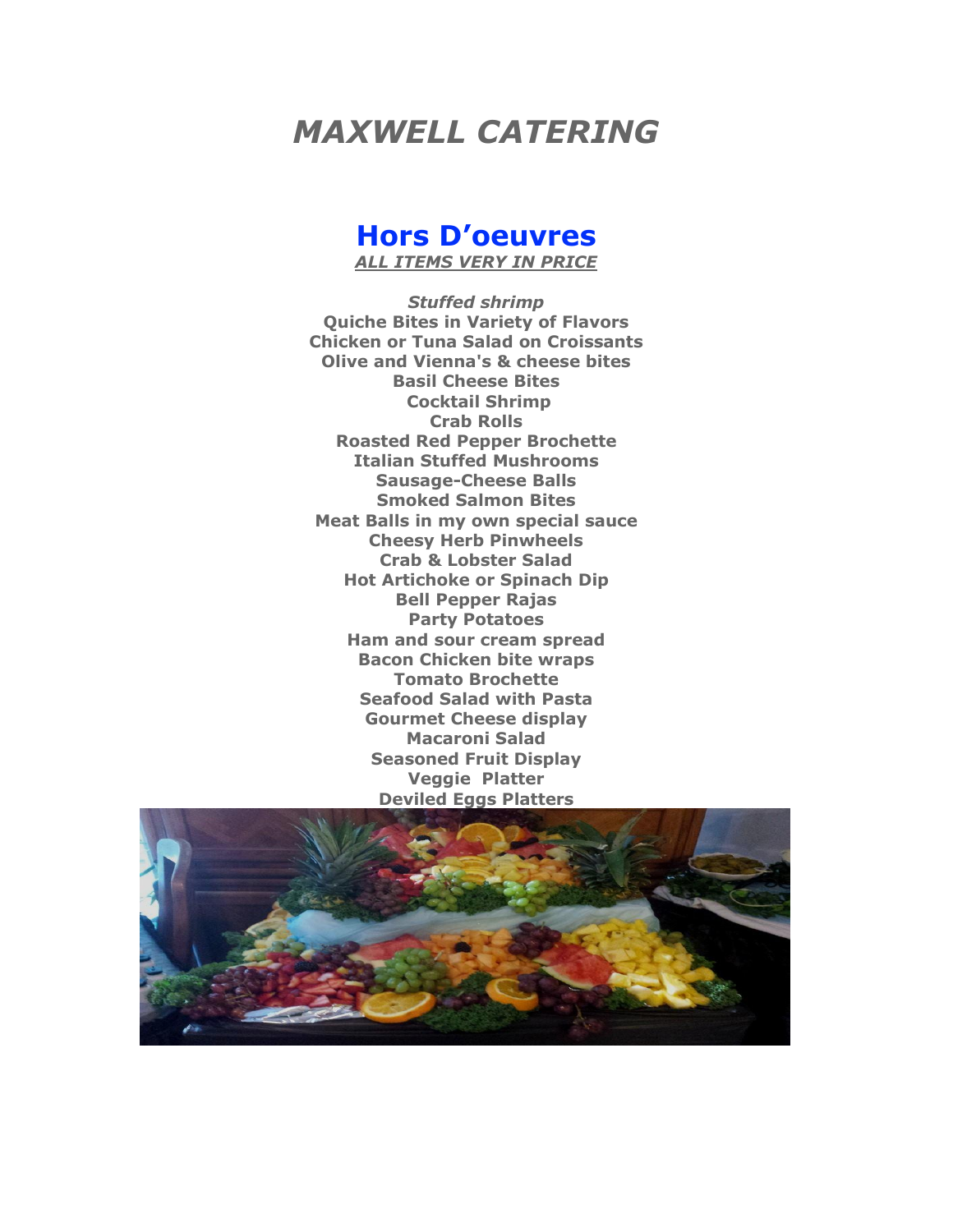# *MAXWELL CATERING*

## Hors D'oeuvres

***ALL ITEMS VERY IN PRICE***

***Stuffed shrimp***
**Quiche Bites in Variety of Flavors**
**Chicken or Tuna Salad on Croissants**
**Olive and Vienna's & cheese bites**
**Basil Cheese Bites**
**Cocktail Shrimp**
**Crab Rolls**
**Roasted Red Pepper Brochette**
**Italian Stuffed Mushrooms**
**Sausage-Cheese Balls**
**Smoked Salmon Bites**
**Meat Balls in my own special sauce**
**Cheesy Herb Pinwheels**
**Crab & Lobster Salad**
**Hot Artichoke or Spinach Dip**
**Bell Pepper Rajas**
**Party Potatoes**
**Ham and sour cream spread**
**Bacon Chicken bite wraps**
**Tomato Brochette**
**Seafood Salad with Pasta**
**Gourmet Cheese display**
**Macaroni Salad**
**Seasoned Fruit Display**
**Veggie Platter**
**Deviled Eggs Platters**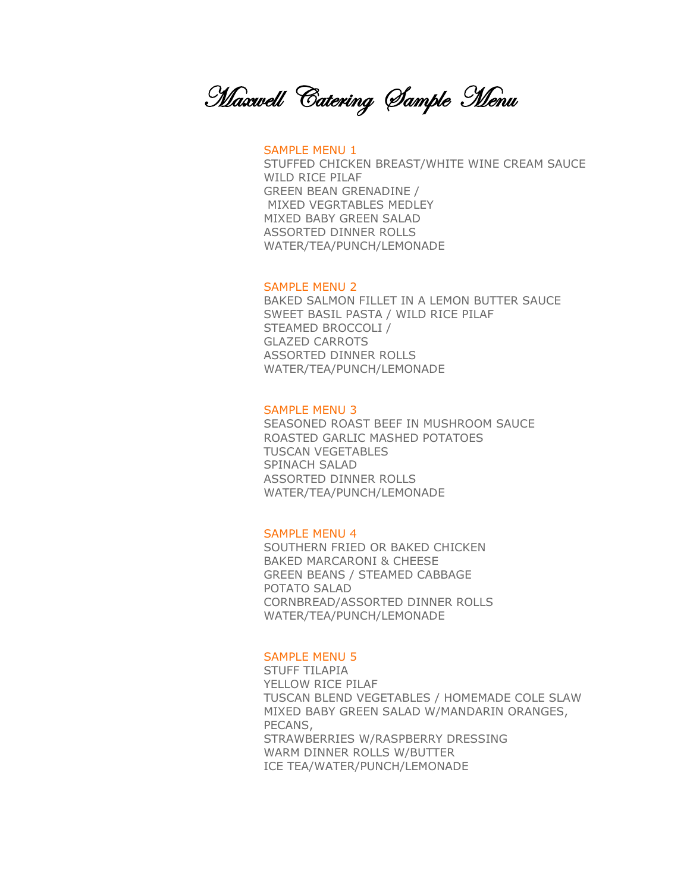# Maxwell Catering Sample Menu

## SAMPLE MENU 1

STUFFED CHICKEN BREAST/WHITE WINE CREAM SAUCE
WILD RICE PILAF
GREEN BEAN GRENADINE /
MIXED VEGRTABLES MEDLEY
MIXED BABY GREEN SALAD
ASSORTED DINNER ROLLS
WATER/TEA/PUNCH/LEMONADE

## SAMPLE MENU 2

BAKED SALMON FILLET IN A LEMON BUTTER SAUCE
SWEET BASIL PASTA / WILD RICE PILAF
STEAMED BROCCOLI /
GLAZED CARROTS
ASSORTED DINNER ROLLS
WATER/TEA/PUNCH/LEMONADE

## SAMPLE MENU 3

SEASONED ROAST BEEF IN MUSHROOM SAUCE
ROASTED GARLIC MASHED POTATOES
TUSCAN VEGETABLES
SPINACH SALAD
ASSORTED DINNER ROLLS
WATER/TEA/PUNCH/LEMONADE

## SAMPLE MENU 4

SOUTHERN FRIED OR BAKED CHICKEN
BAKED MARCARONI & CHEESE
GREEN BEANS / STEAMED CABBAGE
POTATO SALAD
CORNBREAD/ASSORTED DINNER ROLLS
WATER/TEA/PUNCH/LEMONADE

## SAMPLE MENU 5

STUFF TILAPIA
YELLOW RICE PILAF
TUSCAN BLEND VEGETABLES / HOMEMADE COLE SLAW
MIXED BABY GREEN SALAD W/MANDARIN ORANGES, PECANS,
STRAWBERRIES W/RASPBERRY DRESSING
WARM DINNER ROLLS W/BUTTER
ICE TEA/WATER/PUNCH/LEMONADE